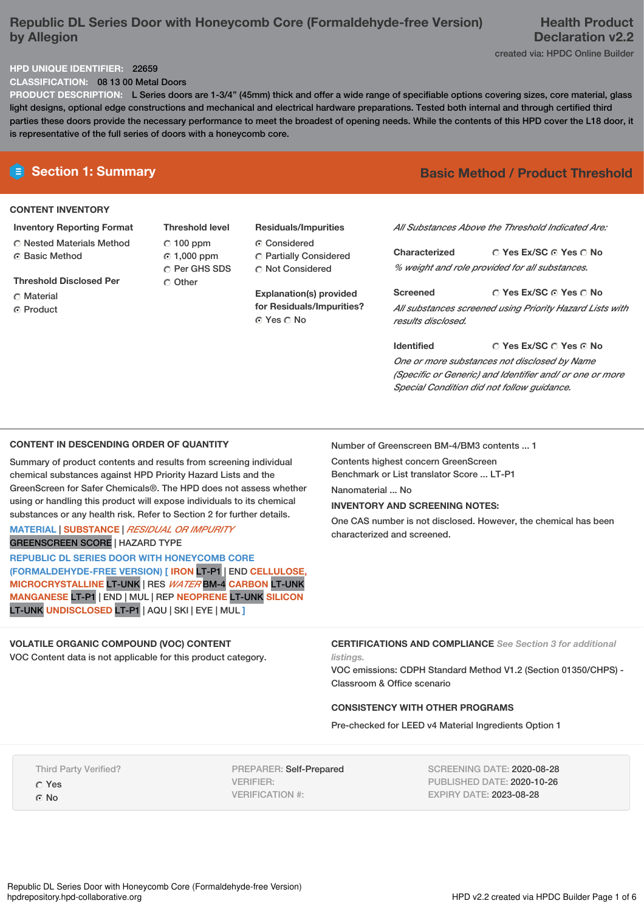# Republic DL Series Door with Honeycomb Core (Formaldehyde-free Version) by Allegion

**Health Product Declaration v2.2**

created via: HPDC Online Builder

**HPD UNIQUE IDENTIFIER:** 22659

**CLASSIFICATION:** 08 13 00 Metal Doors

**PRODUCT DESCRIPTION:** L Series doors are 1-3/4" (45mm) thick and offer a wide range of specifiable options covering sizes, core material, glass light designs, optional edge constructions and mechanical and electrical hardware preparations. Tested both internal and through certified third parties these doors provide the necessary performance to meet the broadest of opening needs. While the contents of this HPD cover the L18 door, it is representative of the full series of doors with a honeycomb core.

## Section 1: Summary

**Basic Method / Product Threshold**

### CONTENT INVENTORY

**Inventory Reporting Format**

- ○ Nested Materials Method
- ● Basic Method

**Threshold Disclosed Per**

- ○ Material
- ● Product

**Threshold level**

- ○ 100 ppm
- ● 1,000 ppm
- ○ Per GHS SDS
- ○ Other

**Residuals/Impurities**

- ● Considered
- ○ Partially Considered
- ○ Not Considered

**Explanation(s) provided for Residuals/Impurities?**

● Yes ○ No

*All Substances Above the Threshold Indicated Are:*

**Characterized** ○ Yes Ex/SC ● Yes ○ No

*% weight and role provided for all substances.*

**Screened** ○ Yes Ex/SC ● Yes ○ No

*All substances screened using Priority Hazard Lists with results disclosed.*

**Identified** ○ Yes Ex/SC ○ Yes ● No

*One or more substances not disclosed by Name (Specific or Generic) and Identifier and/ or one or more Special Condition did not follow guidance.*

### CONTENT IN DESCENDING ORDER OF QUANTITY

Summary of product contents and results from screening individual chemical substances against HPD Priority Hazard Lists and the GreenScreen for Safer Chemicals®. The HPD does not assess whether using or handling this product will expose individuals to its chemical substances or any health risk. Refer to Section 2 for further details.

MATERIAL | SUBSTANCE | *RESIDUAL OR IMPURITY*
GREENSCREEN SCORE | HAZARD TYPE

**REPUBLIC DL SERIES DOOR WITH HONEYCOMB CORE (FORMALDEHYDE-FREE VERSION) [** IRON LT-P1 | END CELLULOSE, MICROCRYSTALLINE LT-UNK | RES *WATER* BM-4 CARBON LT-UNK MANGANESE LT-P1 | END | MUL | REP NEOPRENE LT-UNK SILICON LT-UNK UNDISCLOSED LT-P1 | AQU | SKI | EYE | MUL **]**

Number of Greenscreen BM-4/BM3 contents ... 1

Contents highest concern GreenScreen Benchmark or List translator Score ... LT-P1

Nanomaterial ... No

**INVENTORY AND SCREENING NOTES:**

One CAS number is not disclosed. However, the chemical has been characterized and screened.

### VOLATILE ORGANIC COMPOUND (VOC) CONTENT

VOC Content data is not applicable for this product category.

### CERTIFICATIONS AND COMPLIANCE

*See Section 3 for additional listings.*

VOC emissions: CDPH Standard Method V1.2 (Section 01350/CHPS) - Classroom & Office scenario

### CONSISTENCY WITH OTHER PROGRAMS

Pre-checked for LEED v4 Material Ingredients Option 1

Third Party Verified?

- ○ Yes
- ● No

PREPARER: Self-Prepared
VERIFIER:
VERIFICATION #:

SCREENING DATE: 2020-08-28
PUBLISHED DATE: 2020-10-26
EXPIRY DATE: 2023-08-28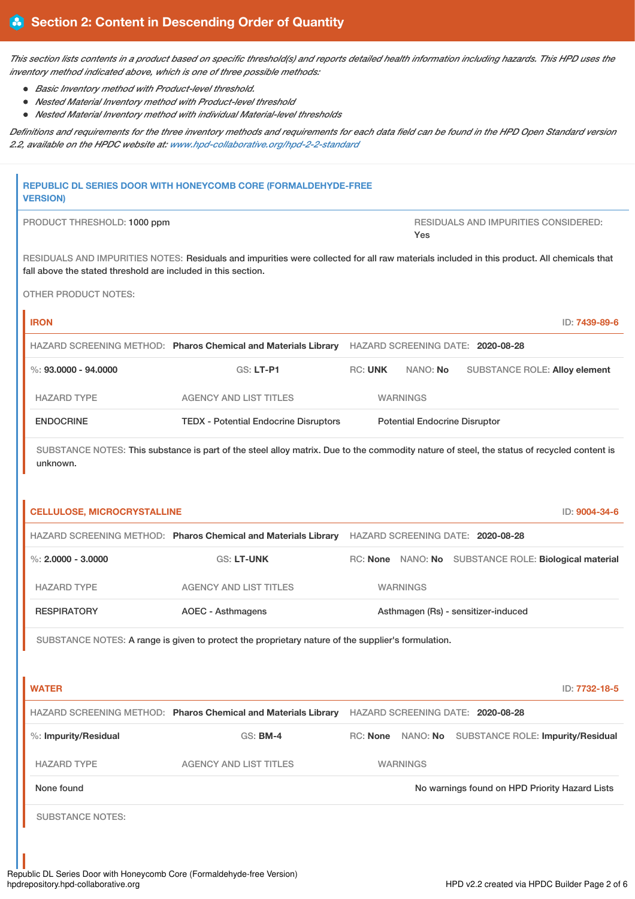## Section 2: Content in Descending Order of Quantity

*This section lists contents in a product based on specific threshold(s) and reports detailed health information including hazards. This HPD uses the inventory method indicated above, which is one of three possible methods:*

- *Basic Inventory method with Product-level threshold.*
- *Nested Material Inventory method with Product-level threshold*
- *Nested Material Inventory method with individual Material-level thresholds*

*Definitions and requirements for the three inventory methods and requirements for each data field can be found in the HPD Open Standard version 2.2, available on the HPDC website at: www.hpd-collaborative.org/hpd-2-2-standard*

### REPUBLIC DL SERIES DOOR WITH HONEYCOMB CORE (FORMALDEHYDE-FREE VERSION)

PRODUCT THRESHOLD: 1000 ppm

RESIDUALS AND IMPURITIES CONSIDERED: Yes

RESIDUALS AND IMPURITIES NOTES: Residuals and impurities were collected for all raw materials included in this product. All chemicals that fall above the stated threshold are included in this section.

OTHER PRODUCT NOTES:

#### IRON

ID: 7439-89-6

HAZARD SCREENING METHOD: **Pharos Chemical and Materials Library** HAZARD SCREENING DATE: **2020-08-28**

%: **93.0000 - 94.0000** GS: **LT-P1** RC: **UNK** NANO: **No** SUBSTANCE ROLE: **Alloy element**

| HAZARD TYPE | AGENCY AND LIST TITLES | WARNINGS |
|---|---|---|
| ENDOCRINE | TEDX - Potential Endocrine Disruptors | Potential Endocrine Disruptor |

SUBSTANCE NOTES: This substance is part of the steel alloy matrix. Due to the commodity nature of steel, the status of recycled content is unknown.

#### CELLULOSE, MICROCRYSTALLINE

ID: 9004-34-6

HAZARD SCREENING METHOD: **Pharos Chemical and Materials Library** HAZARD SCREENING DATE: **2020-08-28**

%: **2.0000 - 3.0000** GS: **LT-UNK** RC: **None** NANO: **No** SUBSTANCE ROLE: **Biological material**

| HAZARD TYPE | AGENCY AND LIST TITLES | WARNINGS |
|---|---|---|
| RESPIRATORY | AOEC - Asthmagens | Asthmagen (Rs) - sensitizer-induced |

SUBSTANCE NOTES: A range is given to protect the proprietary nature of the supplier's formulation.

#### WATER

ID: 7732-18-5

HAZARD SCREENING METHOD: **Pharos Chemical and Materials Library** HAZARD SCREENING DATE: **2020-08-28**

%: **Impurity/Residual** GS: **BM-4** RC: **None** NANO: **No** SUBSTANCE ROLE: **Impurity/Residual**

| HAZARD TYPE | AGENCY AND LIST TITLES | WARNINGS |
|---|---|---|
| None found | | No warnings found on HPD Priority Hazard Lists |

SUBSTANCE NOTES: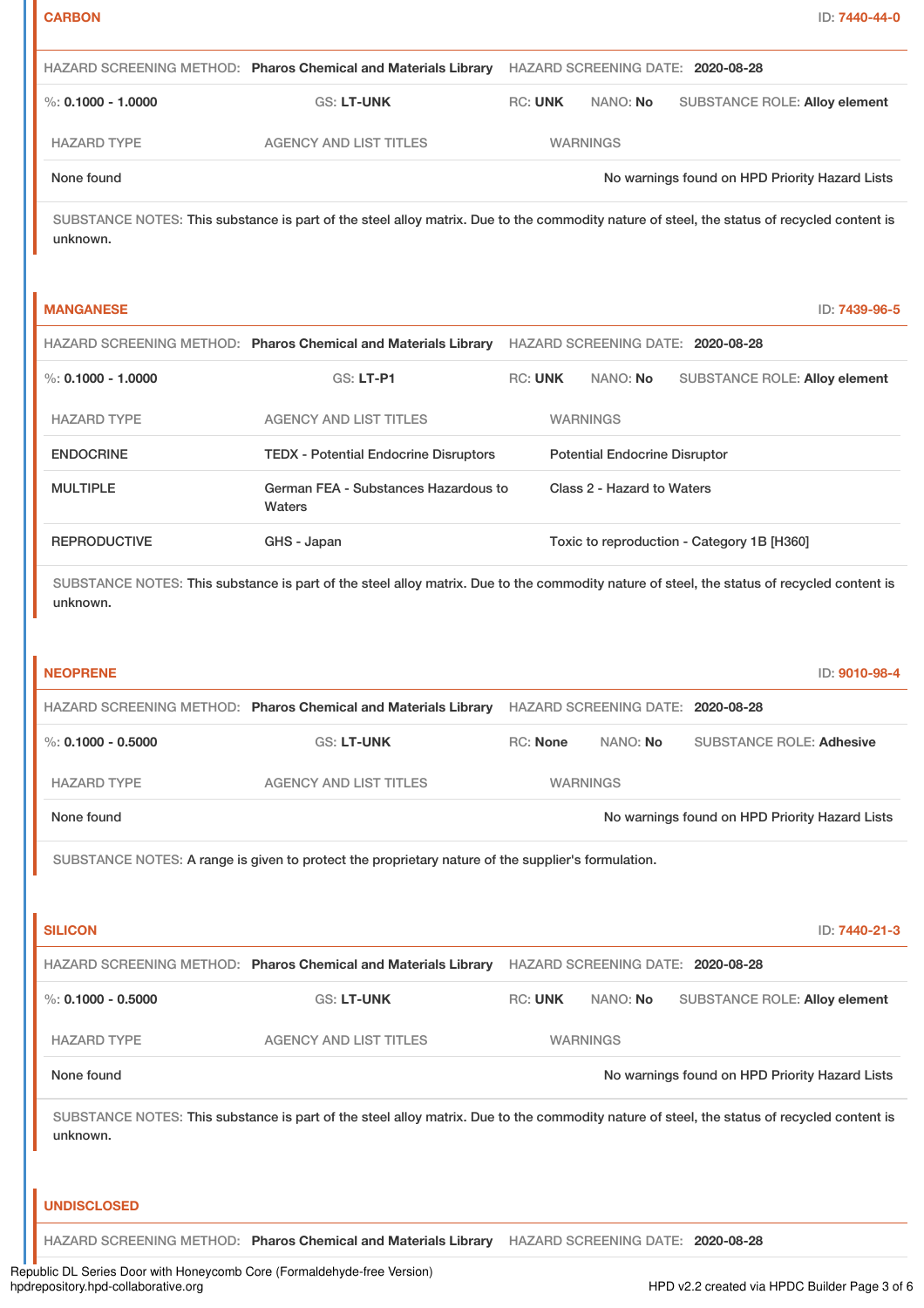### CARBON

ID: 7440-44-0

HAZARD SCREENING METHOD: **Pharos Chemical and Materials Library** HAZARD SCREENING DATE: **2020-08-28**

%: **0.1000 - 1.0000** GS: **LT-UNK** RC: **UNK** NANO: **No** SUBSTANCE ROLE: **Alloy element**

| HAZARD TYPE | AGENCY AND LIST TITLES | WARNINGS |
|---|---|---|
| None found | | No warnings found on HPD Priority Hazard Lists |

SUBSTANCE NOTES: This substance is part of the steel alloy matrix. Due to the commodity nature of steel, the status of recycled content is unknown.

### MANGANESE

ID: 7439-96-5

HAZARD SCREENING METHOD: **Pharos Chemical and Materials Library** HAZARD SCREENING DATE: **2020-08-28**

%: **0.1000 - 1.0000** GS: **LT-P1** RC: **UNK** NANO: **No** SUBSTANCE ROLE: **Alloy element**

| HAZARD TYPE | AGENCY AND LIST TITLES | WARNINGS |
|---|---|---|
| ENDOCRINE | TEDX - Potential Endocrine Disruptors | Potential Endocrine Disruptor |
| MULTIPLE | German FEA - Substances Hazardous to Waters | Class 2 - Hazard to Waters |
| REPRODUCTIVE | GHS - Japan | Toxic to reproduction - Category 1B [H360] |

SUBSTANCE NOTES: This substance is part of the steel alloy matrix. Due to the commodity nature of steel, the status of recycled content is unknown.

### NEOPRENE

ID: 9010-98-4

HAZARD SCREENING METHOD: **Pharos Chemical and Materials Library** HAZARD SCREENING DATE: **2020-08-28**

%: **0.1000 - 0.5000** GS: **LT-UNK** RC: **None** NANO: **No** SUBSTANCE ROLE: **Adhesive**

| HAZARD TYPE | AGENCY AND LIST TITLES | WARNINGS |
|---|---|---|
| None found | | No warnings found on HPD Priority Hazard Lists |

SUBSTANCE NOTES: A range is given to protect the proprietary nature of the supplier's formulation.

### SILICON

ID: 7440-21-3

HAZARD SCREENING METHOD: **Pharos Chemical and Materials Library** HAZARD SCREENING DATE: **2020-08-28**

%: **0.1000 - 0.5000** GS: **LT-UNK** RC: **UNK** NANO: **No** SUBSTANCE ROLE: **Alloy element**

| HAZARD TYPE | AGENCY AND LIST TITLES | WARNINGS |
|---|---|---|
| None found | | No warnings found on HPD Priority Hazard Lists |

SUBSTANCE NOTES: This substance is part of the steel alloy matrix. Due to the commodity nature of steel, the status of recycled content is unknown.

### UNDISCLOSED

HAZARD SCREENING METHOD: **Pharos Chemical and Materials Library** HAZARD SCREENING DATE: **2020-08-28**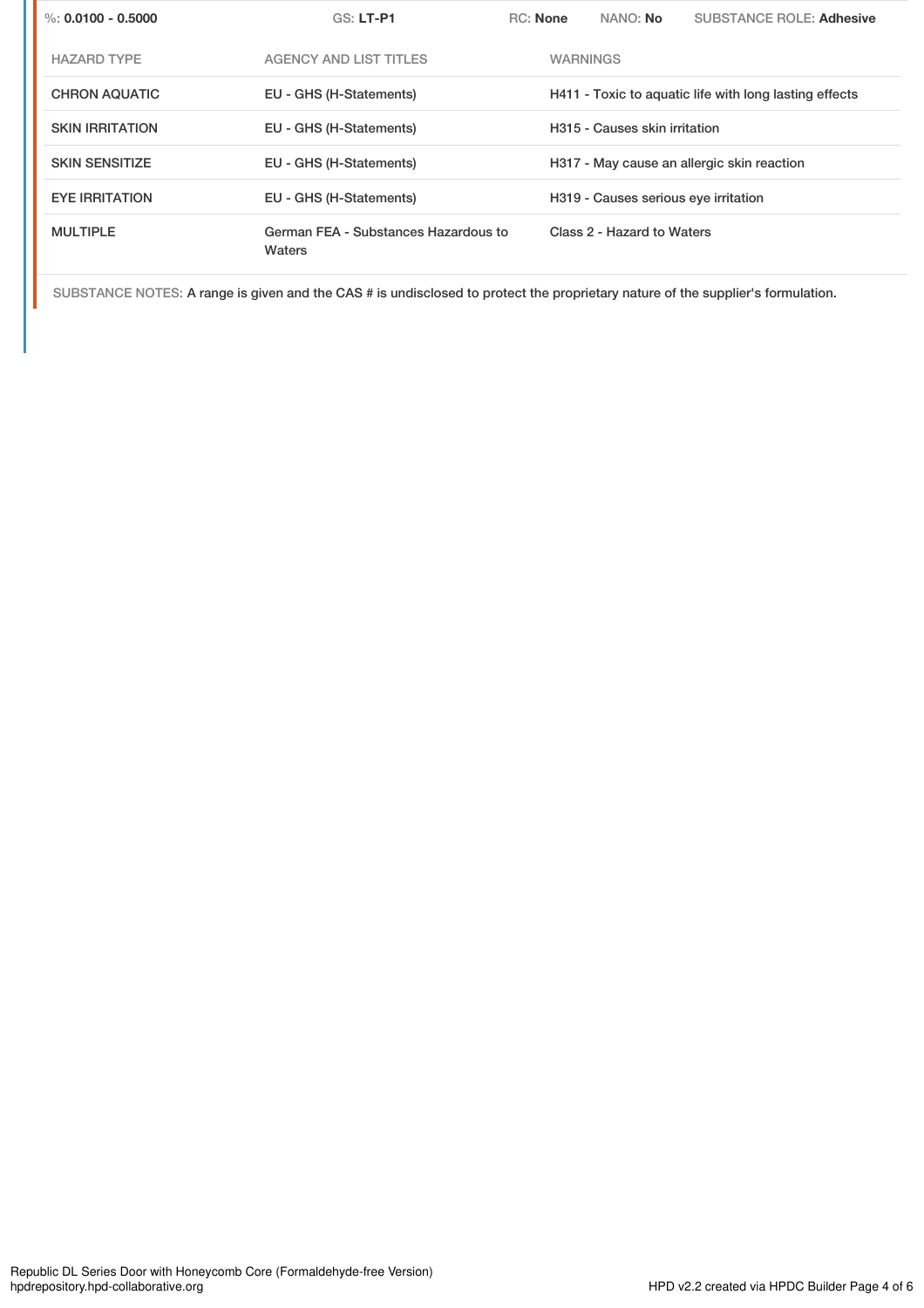%: **0.0100 - 0.5000** GS: **LT-P1** RC: **None** NANO: **No** SUBSTANCE ROLE: **Adhesive**

| HAZARD TYPE | AGENCY AND LIST TITLES | WARNINGS |
| --- | --- | --- |
| CHRON AQUATIC | EU - GHS (H-Statements) | H411 - Toxic to aquatic life with long lasting effects |
| SKIN IRRITATION | EU - GHS (H-Statements) | H315 - Causes skin irritation |
| SKIN SENSITIZE | EU - GHS (H-Statements) | H317 - May cause an allergic skin reaction |
| EYE IRRITATION | EU - GHS (H-Statements) | H319 - Causes serious eye irritation |
| MULTIPLE | German FEA - Substances Hazardous to Waters | Class 2 - Hazard to Waters |

SUBSTANCE NOTES: A range is given and the CAS # is undisclosed to protect the proprietary nature of the supplier's formulation.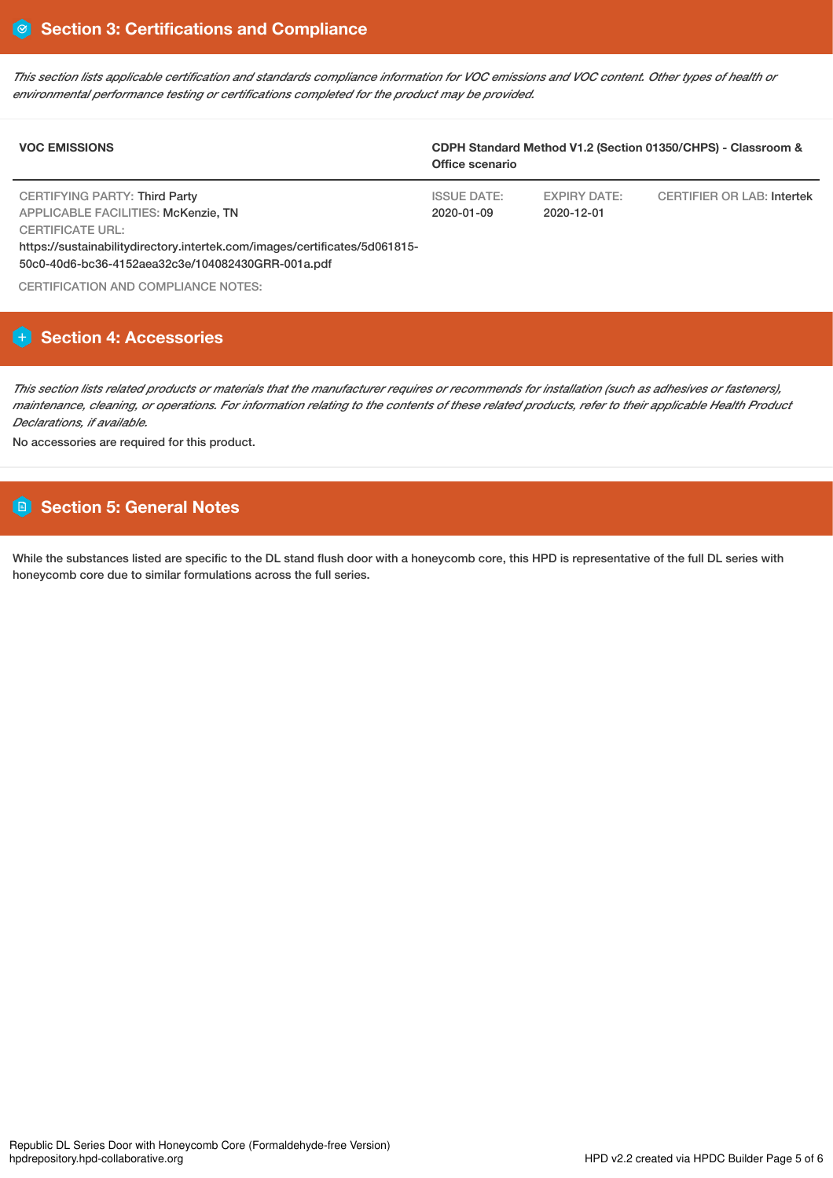## Section 3: Certifications and Compliance

*This section lists applicable certification and standards compliance information for VOC emissions and VOC content. Other types of health or environmental performance testing or certifications completed for the product may be provided.*

| **VOC EMISSIONS** | **CDPH Standard Method V1.2 (Section 01350/CHPS) - Classroom & Office scenario** | | |
|---|---|---|---|
| CERTIFYING PARTY: Third Party<br>APPLICABLE FACILITIES: McKenzie, TN<br>CERTIFICATE URL:<br>https://sustainabilitydirectory.intertek.com/images/certificates/5d061815-50c0-40d6-bc36-4152aea32c3e/104082430GRR-001a.pdf | ISSUE DATE:<br>2020-01-09 | EXPIRY DATE:<br>2020-12-01 | CERTIFIER OR LAB: Intertek |

CERTIFICATION AND COMPLIANCE NOTES:

## Section 4: Accessories

*This section lists related products or materials that the manufacturer requires or recommends for installation (such as adhesives or fasteners), maintenance, cleaning, or operations. For information relating to the contents of these related products, refer to their applicable Health Product Declarations, if available.*

No accessories are required for this product.

## Section 5: General Notes

While the substances listed are specific to the DL stand flush door with a honeycomb core, this HPD is representative of the full DL series with honeycomb core due to similar formulations across the full series.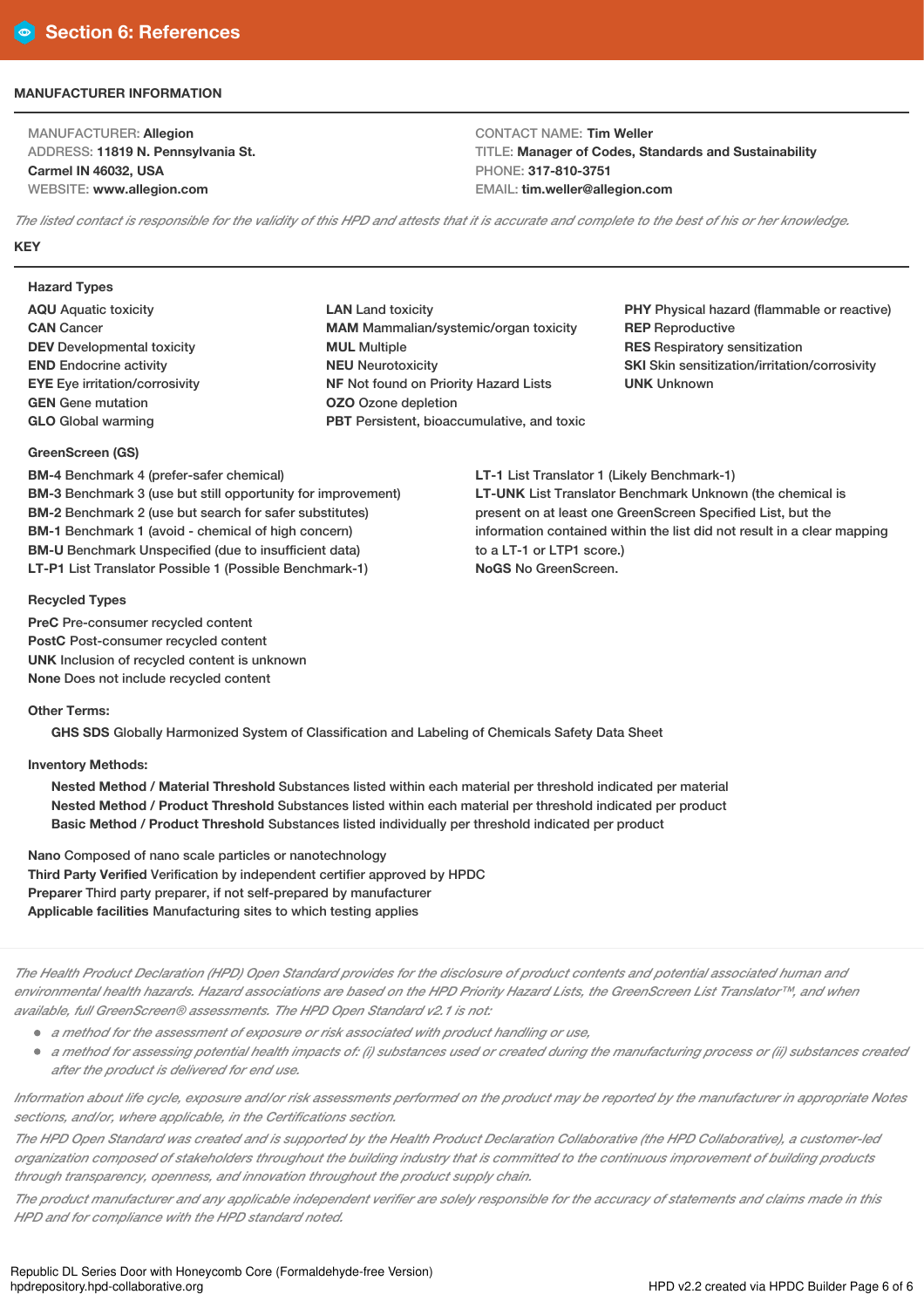## Section 6: References

### MANUFACTURER INFORMATION

MANUFACTURER: **Allegion**
ADDRESS: **11819 N. Pennsylvania St.**
**Carmel IN 46032, USA**
WEBSITE: **www.allegion.com**

CONTACT NAME: **Tim Weller**
TITLE: **Manager of Codes, Standards and Sustainability**
PHONE: **317-810-3751**
EMAIL: **tim.weller@allegion.com**

*The listed contact is responsible for the validity of this HPD and attests that it is accurate and complete to the best of his or her knowledge.*

### KEY

**Hazard Types**

**AQU** Aquatic toxicity
**CAN** Cancer
**DEV** Developmental toxicity
**END** Endocrine activity
**EYE** Eye irritation/corrosivity
**GEN** Gene mutation
**GLO** Global warming
**LAN** Land toxicity
**MAM** Mammalian/systemic/organ toxicity
**MUL** Multiple
**NEU** Neurotoxicity
**NF** Not found on Priority Hazard Lists
**OZO** Ozone depletion
**PBT** Persistent, bioaccumulative, and toxic
**PHY** Physical hazard (flammable or reactive)
**REP** Reproductive
**RES** Respiratory sensitization
**SKI** Skin sensitization/irritation/corrosivity
**UNK** Unknown

**GreenScreen (GS)**

**BM-4** Benchmark 4 (prefer-safer chemical)
**BM-3** Benchmark 3 (use but still opportunity for improvement)
**BM-2** Benchmark 2 (use but search for safer substitutes)
**BM-1** Benchmark 1 (avoid - chemical of high concern)
**BM-U** Benchmark Unspecified (due to insufficient data)
**LT-P1** List Translator Possible 1 (Possible Benchmark-1)
**LT-1** List Translator 1 (Likely Benchmark-1)
**LT-UNK** List Translator Benchmark Unknown (the chemical is present on at least one GreenScreen Specified List, but the information contained within the list did not result in a clear mapping to a LT-1 or LTP1 score.)
**NoGS** No GreenScreen.

**Recycled Types**

**PreC** Pre-consumer recycled content
**PostC** Post-consumer recycled content
**UNK** Inclusion of recycled content is unknown
**None** Does not include recycled content

**Other Terms:**

**GHS SDS** Globally Harmonized System of Classification and Labeling of Chemicals Safety Data Sheet

**Inventory Methods:**

**Nested Method / Material Threshold** Substances listed within each material per threshold indicated per material
**Nested Method / Product Threshold** Substances listed within each material per threshold indicated per product
**Basic Method / Product Threshold** Substances listed individually per threshold indicated per product

**Nano** Composed of nano scale particles or nanotechnology
**Third Party Verified** Verification by independent certifier approved by HPDC
**Preparer** Third party preparer, if not self-prepared by manufacturer
**Applicable facilities** Manufacturing sites to which testing applies

*The Health Product Declaration (HPD) Open Standard provides for the disclosure of product contents and potential associated human and environmental health hazards. Hazard associations are based on the HPD Priority Hazard Lists, the GreenScreen List Translator™, and when available, full GreenScreen® assessments. The HPD Open Standard v2.1 is not:*

- *a method for the assessment of exposure or risk associated with product handling or use,*
- *a method for assessing potential health impacts of: (i) substances used or created during the manufacturing process or (ii) substances created after the product is delivered for end use.*

*Information about life cycle, exposure and/or risk assessments performed on the product may be reported by the manufacturer in appropriate Notes sections, and/or, where applicable, in the Certifications section.*

*The HPD Open Standard was created and is supported by the Health Product Declaration Collaborative (the HPD Collaborative), a customer-led organization composed of stakeholders throughout the building industry that is committed to the continuous improvement of building products through transparency, openness, and innovation throughout the product supply chain.*

*The product manufacturer and any applicable independent verifier are solely responsible for the accuracy of statements and claims made in this HPD and for compliance with the HPD standard noted.*